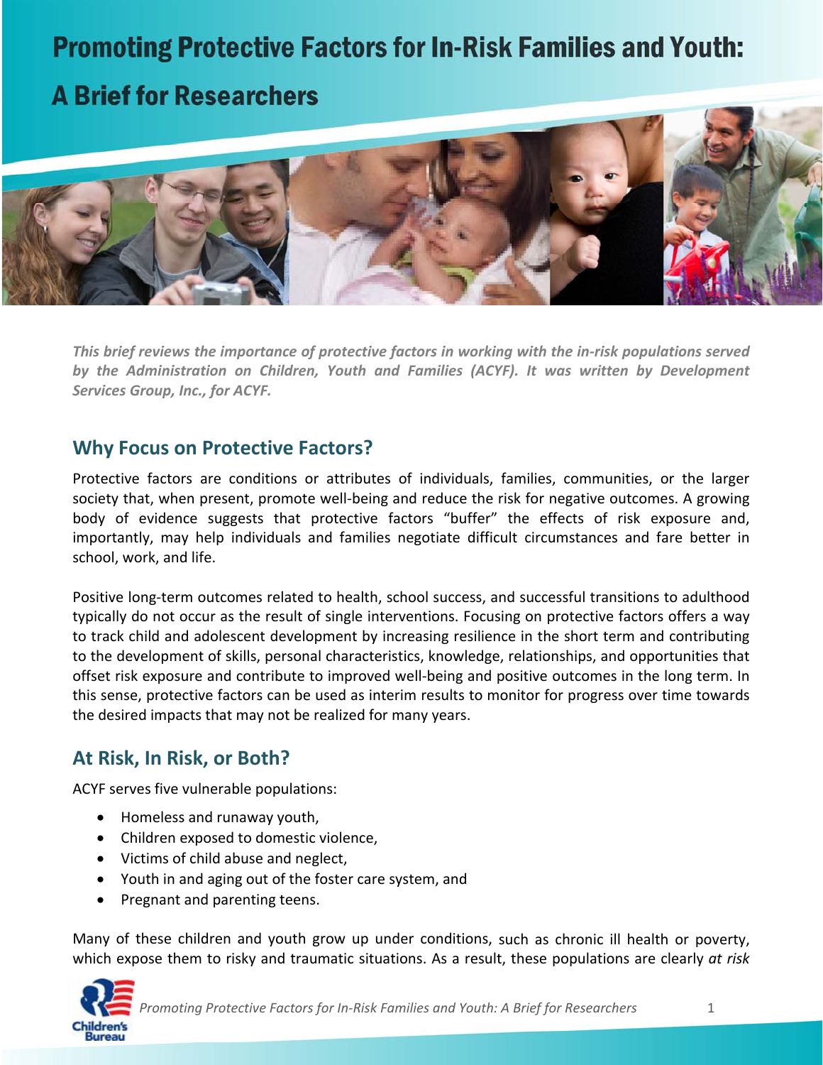# Promoting Protective Factors for In-Risk Families and Youth: A Brief for Researchers

*This brief reviews the importance of protective factors in working with the in-risk populations served by the Administration on Children, Youth and Families (ACYF). It was written by Development Services Group, Inc., for ACYF.*

## Why Focus on Protective Factors?

Protective factors are conditions or attributes of individuals, families, communities, or the larger society that, when present, promote well-being and reduce the risk for negative outcomes. A growing body of evidence suggests that protective factors "buffer" the effects of risk exposure and, importantly, may help individuals and families negotiate difficult circumstances and fare better in school, work, and life.

Positive long-term outcomes related to health, school success, and successful transitions to adulthood typically do not occur as the result of single interventions. Focusing on protective factors offers a way to track child and adolescent development by increasing resilience in the short term and contributing to the development of skills, personal characteristics, knowledge, relationships, and opportunities that offset risk exposure and contribute to improved well-being and positive outcomes in the long term. In this sense, protective factors can be used as interim results to monitor for progress over time towards the desired impacts that may not be realized for many years.

## At Risk, In Risk, or Both?

ACYF serves five vulnerable populations:

- Homeless and runaway youth,
- Children exposed to domestic violence,
- Victims of child abuse and neglect,
- Youth in and aging out of the foster care system, and
- Pregnant and parenting teens.

Many of these children and youth grow up under conditions, such as chronic ill health or poverty, which expose them to risky and traumatic situations. As a result, these populations are clearly *at risk*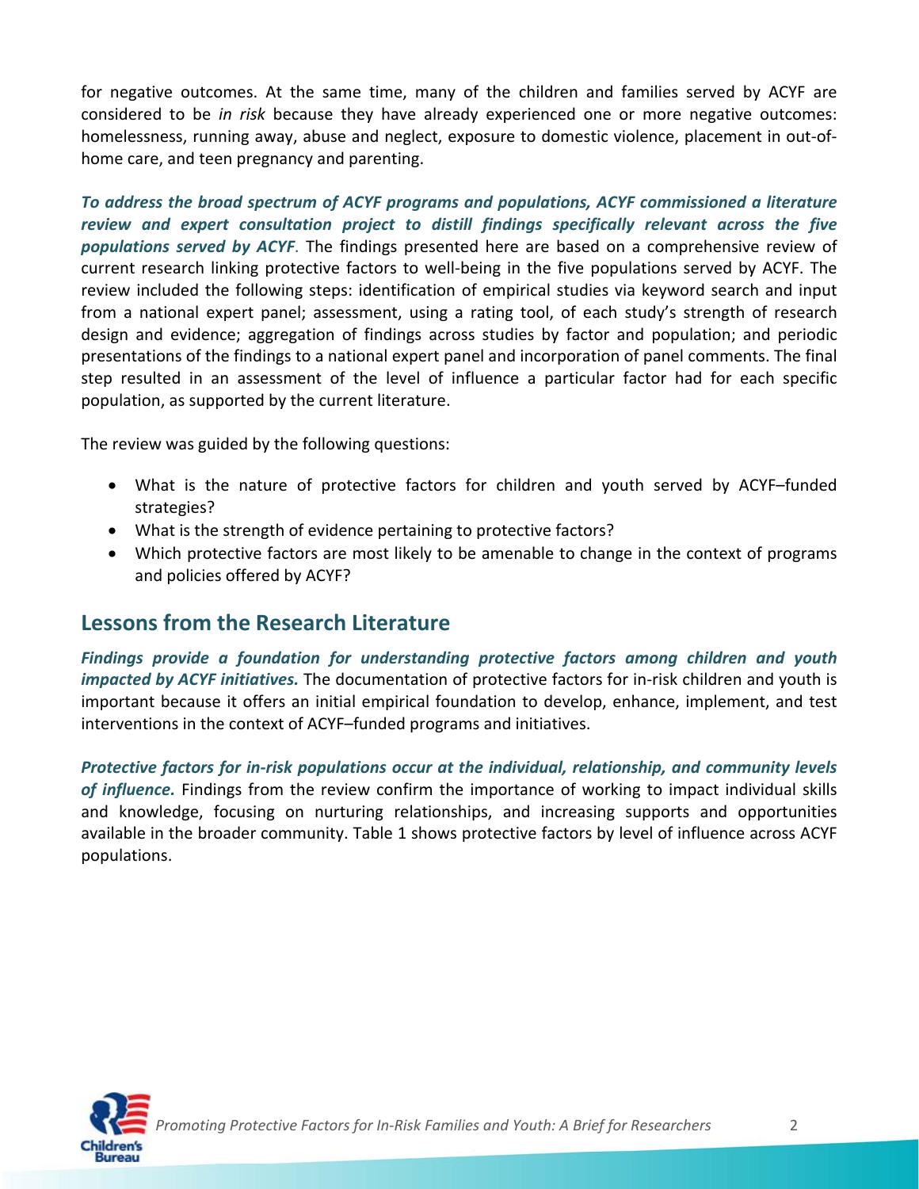for negative outcomes. At the same time, many of the children and families served by ACYF are considered to be *in risk* because they have already experienced one or more negative outcomes: homelessness, running away, abuse and neglect, exposure to domestic violence, placement in out-of-home care, and teen pregnancy and parenting.

***To address the broad spectrum of ACYF programs and populations, ACYF commissioned a literature review and expert consultation project to distill findings specifically relevant across the five populations served by ACYF***. The findings presented here are based on a comprehensive review of current research linking protective factors to well-being in the five populations served by ACYF. The review included the following steps: identification of empirical studies via keyword search and input from a national expert panel; assessment, using a rating tool, of each study's strength of research design and evidence; aggregation of findings across studies by factor and population; and periodic presentations of the findings to a national expert panel and incorporation of panel comments. The final step resulted in an assessment of the level of influence a particular factor had for each specific population, as supported by the current literature.

The review was guided by the following questions:

- What is the nature of protective factors for children and youth served by ACYF–funded strategies?
- What is the strength of evidence pertaining to protective factors?
- Which protective factors are most likely to be amenable to change in the context of programs and policies offered by ACYF?

## Lessons from the Research Literature

***Findings provide a foundation for understanding protective factors among children and youth impacted by ACYF initiatives.*** The documentation of protective factors for in-risk children and youth is important because it offers an initial empirical foundation to develop, enhance, implement, and test interventions in the context of ACYF–funded programs and initiatives.

***Protective factors for in-risk populations occur at the individual, relationship, and community levels of influence.*** Findings from the review confirm the importance of working to impact individual skills and knowledge, focusing on nurturing relationships, and increasing supports and opportunities available in the broader community. Table 1 shows protective factors by level of influence across ACYF populations.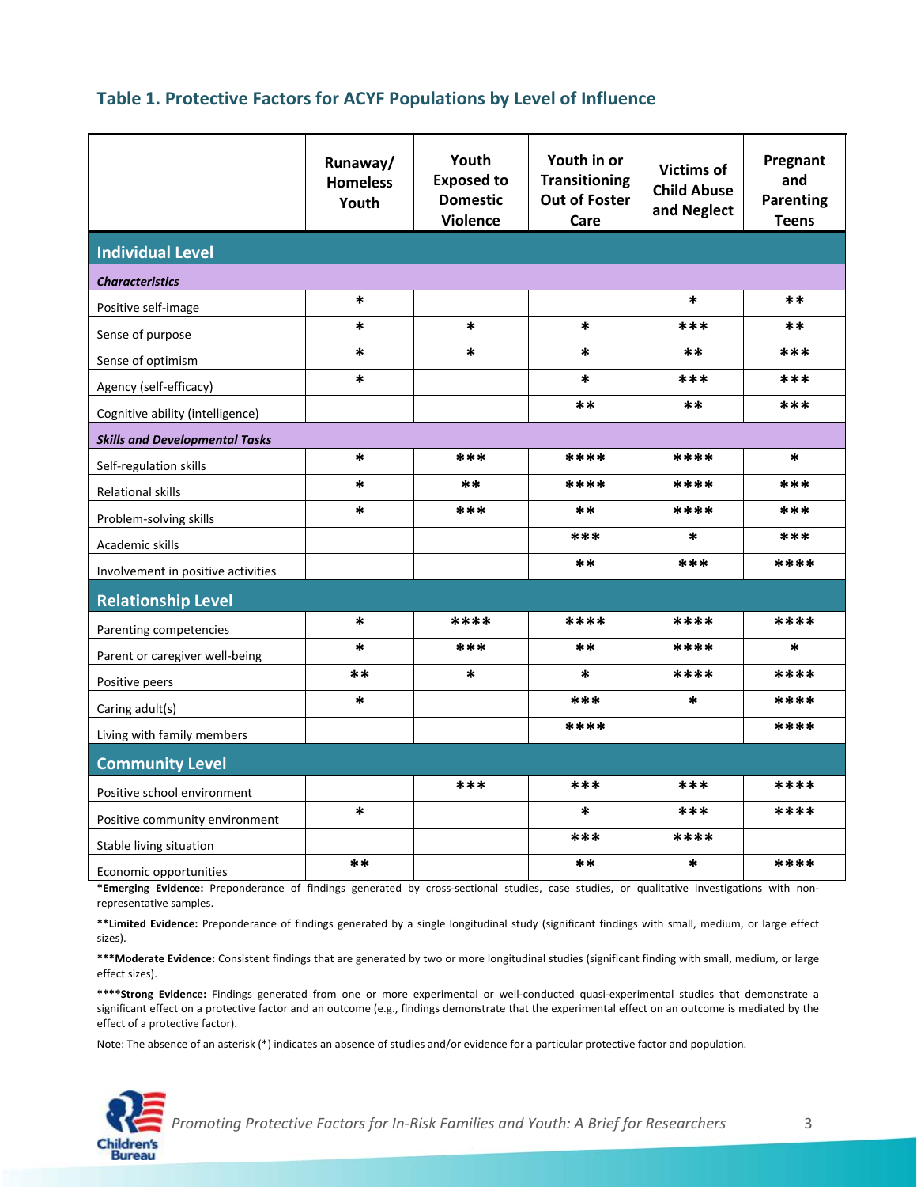## Table 1. Protective Factors for ACYF Populations by Level of Influence

| | Runaway/ Homeless Youth | Youth Exposed to Domestic Violence | Youth in or Transitioning Out of Foster Care | Victims of Child Abuse and Neglect | Pregnant and Parenting Teens |
|---|---|---|---|---|---|
| **Individual Level** | | | | | |
| ***Characteristics*** | | | | | |
| Positive self-image | * | | | * | ** |
| Sense of purpose | * | * | * | *** | ** |
| Sense of optimism | * | * | * | ** | *** |
| Agency (self-efficacy) | * | | * | *** | *** |
| Cognitive ability (intelligence) | | | ** | ** | *** |
| ***Skills and Developmental Tasks*** | | | | | |
| Self-regulation skills | * | *** | **** | **** | * |
| Relational skills | * | ** | **** | **** | *** |
| Problem-solving skills | * | *** | ** | **** | *** |
| Academic skills | | | *** | * | *** |
| Involvement in positive activities | | | ** | *** | **** |
| **Relationship Level** | | | | | |
| Parenting competencies | * | **** | **** | **** | **** |
| Parent or caregiver well-being | * | *** | ** | **** | * |
| Positive peers | ** | * | * | **** | **** |
| Caring adult(s) | * | | *** | * | **** |
| Living with family members | | | **** | | **** |
| **Community Level** | | | | | |
| Positive school environment | | *** | *** | *** | **** |
| Positive community environment | * | | * | *** | **** |
| Stable living situation | | | *** | **** | |
| Economic opportunities | ** | | ** | * | **** |

***Emerging Evidence:** Preponderance of findings generated by cross-sectional studies, case studies, or qualitative investigations with non-representative samples.

****Limited Evidence:** Preponderance of findings generated by a single longitudinal study (significant findings with small, medium, or large effect sizes).

*****Moderate Evidence:** Consistent findings that are generated by two or more longitudinal studies (significant finding with small, medium, or large effect sizes).

******Strong Evidence:** Findings generated from one or more experimental or well-conducted quasi-experimental studies that demonstrate a significant effect on a protective factor and an outcome (e.g., findings demonstrate that the experimental effect on an outcome is mediated by the effect of a protective factor).

Note: The absence of an asterisk (*) indicates an absence of studies and/or evidence for a particular protective factor and population.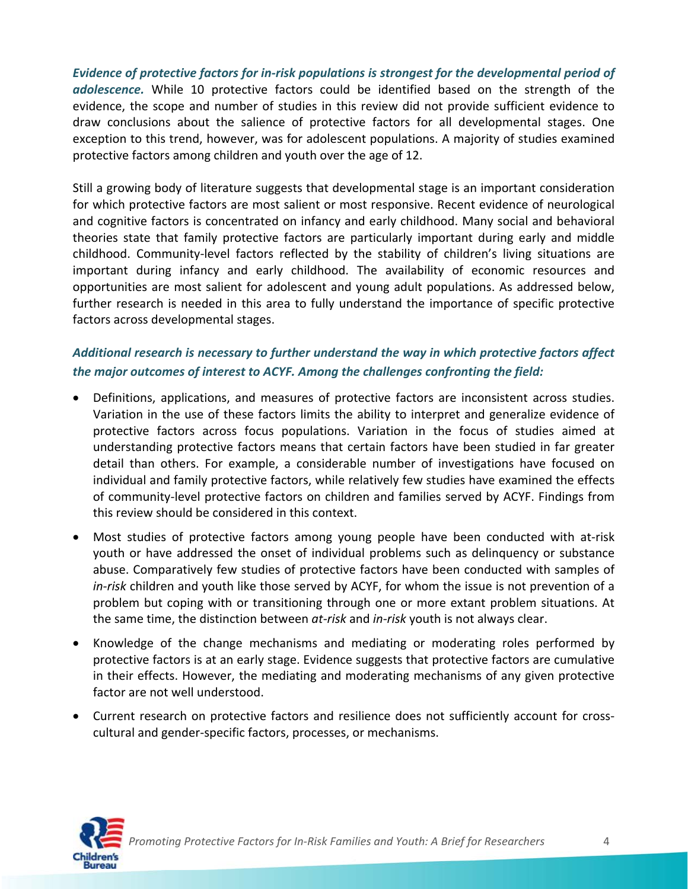***Evidence of protective factors for in-risk populations is strongest for the developmental period of adolescence.*** While 10 protective factors could be identified based on the strength of the evidence, the scope and number of studies in this review did not provide sufficient evidence to draw conclusions about the salience of protective factors for all developmental stages. One exception to this trend, however, was for adolescent populations. A majority of studies examined protective factors among children and youth over the age of 12.

Still a growing body of literature suggests that developmental stage is an important consideration for which protective factors are most salient or most responsive. Recent evidence of neurological and cognitive factors is concentrated on infancy and early childhood. Many social and behavioral theories state that family protective factors are particularly important during early and middle childhood. Community-level factors reflected by the stability of children's living situations are important during infancy and early childhood. The availability of economic resources and opportunities are most salient for adolescent and young adult populations. As addressed below, further research is needed in this area to fully understand the importance of specific protective factors across developmental stages.

***Additional research is necessary to further understand the way in which protective factors affect the major outcomes of interest to ACYF. Among the challenges confronting the field:***

- Definitions, applications, and measures of protective factors are inconsistent across studies. Variation in the use of these factors limits the ability to interpret and generalize evidence of protective factors across focus populations. Variation in the focus of studies aimed at understanding protective factors means that certain factors have been studied in far greater detail than others. For example, a considerable number of investigations have focused on individual and family protective factors, while relatively few studies have examined the effects of community-level protective factors on children and families served by ACYF. Findings from this review should be considered in this context.
- Most studies of protective factors among young people have been conducted with at-risk youth or have addressed the onset of individual problems such as delinquency or substance abuse. Comparatively few studies of protective factors have been conducted with samples of *in-risk* children and youth like those served by ACYF, for whom the issue is not prevention of a problem but coping with or transitioning through one or more extant problem situations. At the same time, the distinction between *at-risk* and *in-risk* youth is not always clear.
- Knowledge of the change mechanisms and mediating or moderating roles performed by protective factors is at an early stage. Evidence suggests that protective factors are cumulative in their effects. However, the mediating and moderating mechanisms of any given protective factor are not well understood.
- Current research on protective factors and resilience does not sufficiently account for cross-cultural and gender-specific factors, processes, or mechanisms.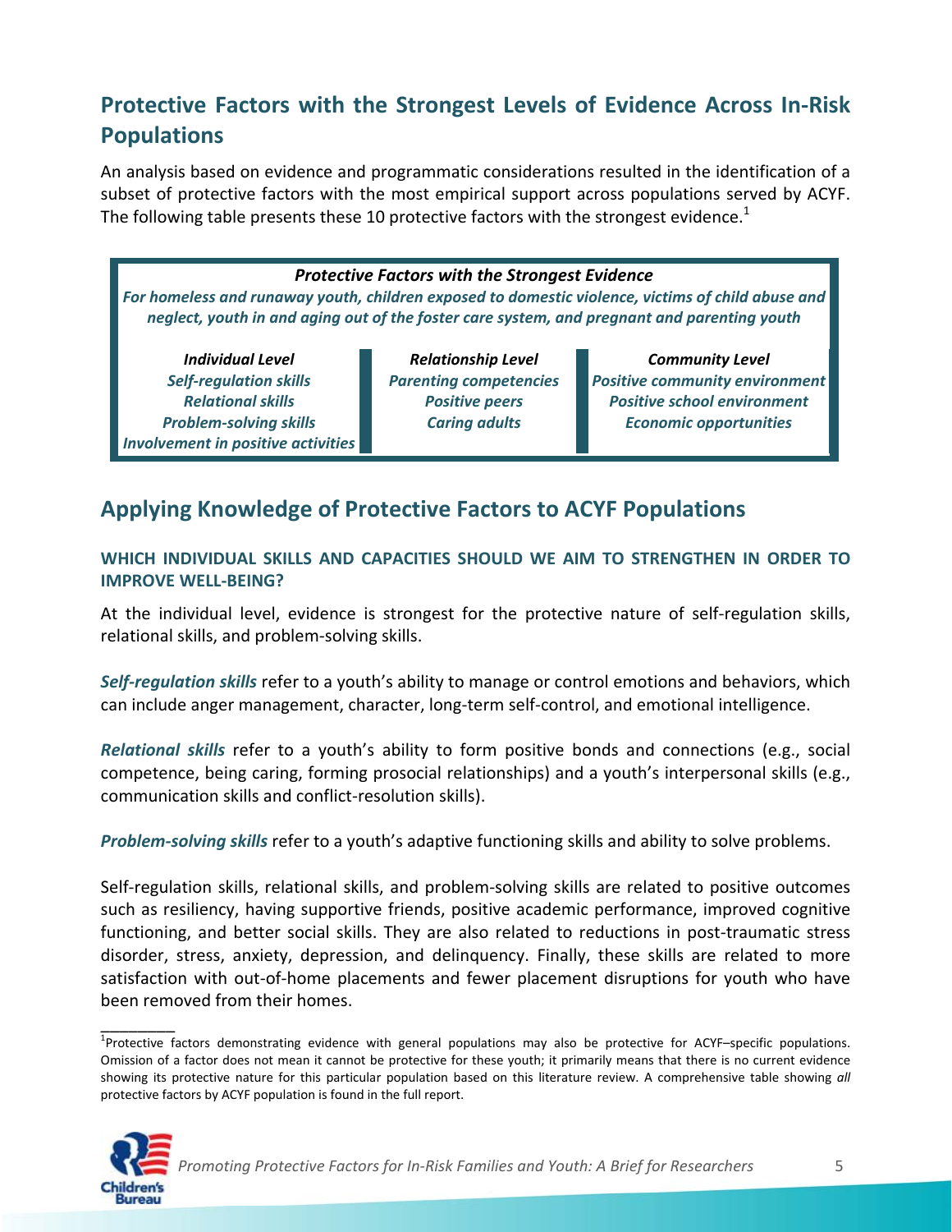## Protective Factors with the Strongest Levels of Evidence Across In-Risk Populations

An analysis based on evidence and programmatic considerations resulted in the identification of a subset of protective factors with the most empirical support across populations served by ACYF. The following table presents these 10 protective factors with the strongest evidence.[1]

***Protective Factors with the Strongest Evidence***

***For homeless and runaway youth, children exposed to domestic violence, victims of child abuse and neglect, youth in and aging out of the foster care system, and pregnant and parenting youth***

| ***Individual Level*** | ***Relationship Level*** | ***Community Level*** |
|---|---|---|
| *Self-regulation skills* | *Parenting competencies* | *Positive community environment* |
| *Relational skills* | *Positive peers* | *Positive school environment* |
| *Problem-solving skills* | *Caring adults* | *Economic opportunities* |
| *Involvement in positive activities* | | |

## Applying Knowledge of Protective Factors to ACYF Populations

### WHICH INDIVIDUAL SKILLS AND CAPACITIES SHOULD WE AIM TO STRENGTHEN IN ORDER TO IMPROVE WELL-BEING?

At the individual level, evidence is strongest for the protective nature of self-regulation skills, relational skills, and problem-solving skills.

***Self-regulation skills*** refer to a youth's ability to manage or control emotions and behaviors, which can include anger management, character, long-term self-control, and emotional intelligence.

***Relational skills*** refer to a youth's ability to form positive bonds and connections (e.g., social competence, being caring, forming prosocial relationships) and a youth's interpersonal skills (e.g., communication skills and conflict-resolution skills).

***Problem-solving skills*** refer to a youth's adaptive functioning skills and ability to solve problems.

Self-regulation skills, relational skills, and problem-solving skills are related to positive outcomes such as resiliency, having supportive friends, positive academic performance, improved cognitive functioning, and better social skills. They are also related to reductions in post-traumatic stress disorder, stress, anxiety, depression, and delinquency. Finally, these skills are related to more satisfaction with out-of-home placements and fewer placement disruptions for youth who have been removed from their homes.

[1]Protective factors demonstrating evidence with general populations may also be protective for ACYF–specific populations. Omission of a factor does not mean it cannot be protective for these youth; it primarily means that there is no current evidence showing its protective nature for this particular population based on this literature review. A comprehensive table showing *all* protective factors by ACYF population is found in the full report.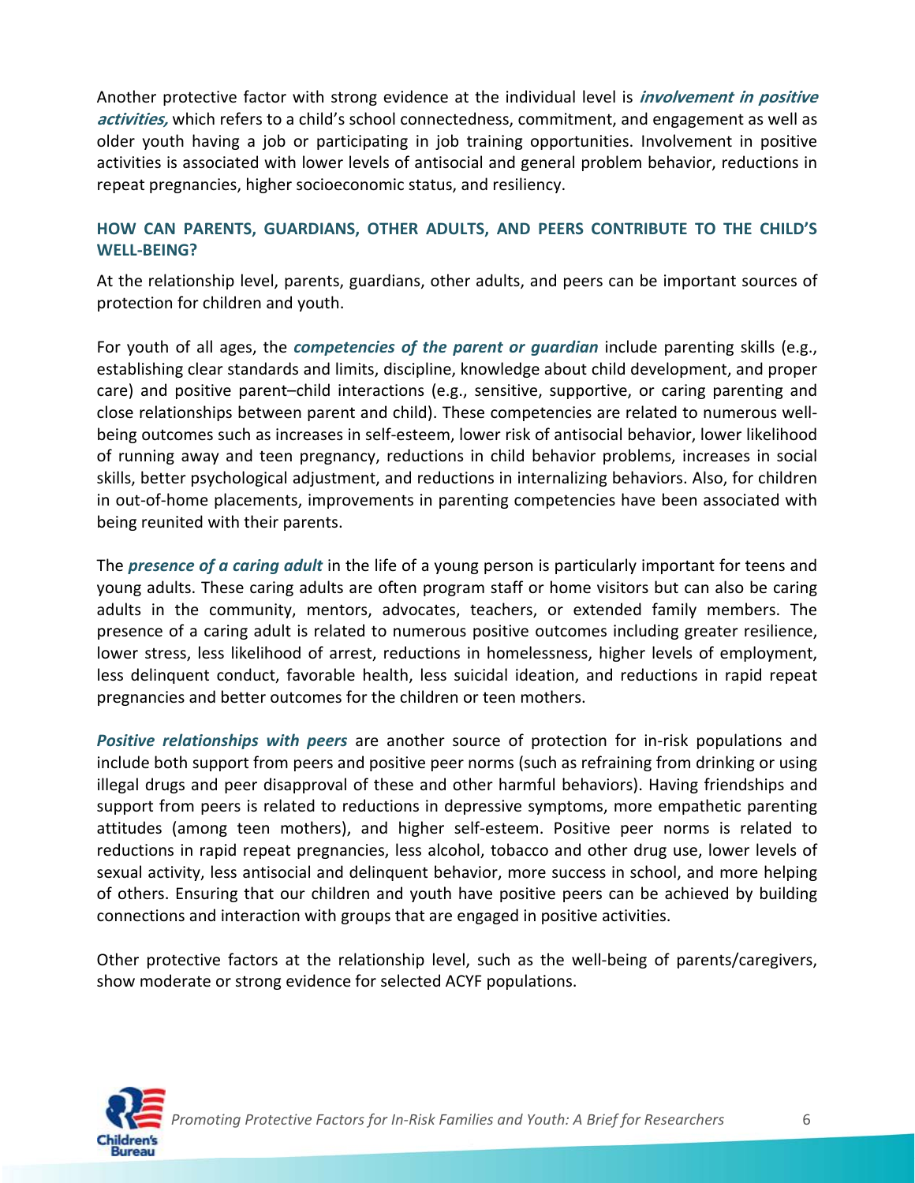Another protective factor with strong evidence at the individual level is ***involvement in positive activities,*** which refers to a child's school connectedness, commitment, and engagement as well as older youth having a job or participating in job training opportunities. Involvement in positive activities is associated with lower levels of antisocial and general problem behavior, reductions in repeat pregnancies, higher socioeconomic status, and resiliency.

## HOW CAN PARENTS, GUARDIANS, OTHER ADULTS, AND PEERS CONTRIBUTE TO THE CHILD'S WELL-BEING?

At the relationship level, parents, guardians, other adults, and peers can be important sources of protection for children and youth.

For youth of all ages, the ***competencies of the parent or guardian*** include parenting skills (e.g., establishing clear standards and limits, discipline, knowledge about child development, and proper care) and positive parent–child interactions (e.g., sensitive, supportive, or caring parenting and close relationships between parent and child). These competencies are related to numerous well-being outcomes such as increases in self-esteem, lower risk of antisocial behavior, lower likelihood of running away and teen pregnancy, reductions in child behavior problems, increases in social skills, better psychological adjustment, and reductions in internalizing behaviors. Also, for children in out-of-home placements, improvements in parenting competencies have been associated with being reunited with their parents.

The ***presence of a caring adult*** in the life of a young person is particularly important for teens and young adults. These caring adults are often program staff or home visitors but can also be caring adults in the community, mentors, advocates, teachers, or extended family members. The presence of a caring adult is related to numerous positive outcomes including greater resilience, lower stress, less likelihood of arrest, reductions in homelessness, higher levels of employment, less delinquent conduct, favorable health, less suicidal ideation, and reductions in rapid repeat pregnancies and better outcomes for the children or teen mothers.

***Positive relationships with peers*** are another source of protection for in-risk populations and include both support from peers and positive peer norms (such as refraining from drinking or using illegal drugs and peer disapproval of these and other harmful behaviors). Having friendships and support from peers is related to reductions in depressive symptoms, more empathetic parenting attitudes (among teen mothers), and higher self-esteem. Positive peer norms is related to reductions in rapid repeat pregnancies, less alcohol, tobacco and other drug use, lower levels of sexual activity, less antisocial and delinquent behavior, more success in school, and more helping of others. Ensuring that our children and youth have positive peers can be achieved by building connections and interaction with groups that are engaged in positive activities.

Other protective factors at the relationship level, such as the well-being of parents/caregivers, show moderate or strong evidence for selected ACYF populations.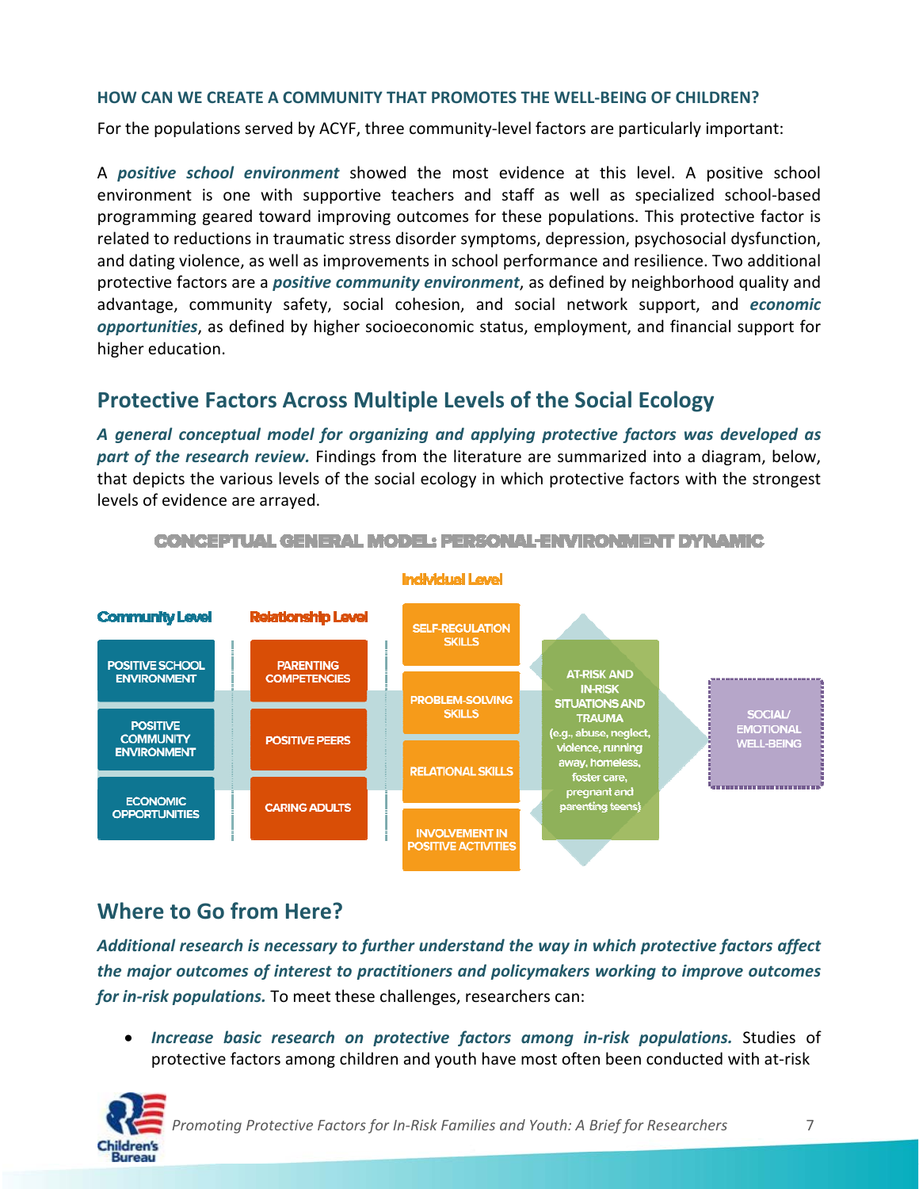#### HOW CAN WE CREATE A COMMUNITY THAT PROMOTES THE WELL-BEING OF CHILDREN?

For the populations served by ACYF, three community-level factors are particularly important:

A ***positive school environment*** showed the most evidence at this level. A positive school environment is one with supportive teachers and staff as well as specialized school-based programming geared toward improving outcomes for these populations. This protective factor is related to reductions in traumatic stress disorder symptoms, depression, psychosocial dysfunction, and dating violence, as well as improvements in school performance and resilience. Two additional protective factors are a ***positive community environment***, as defined by neighborhood quality and advantage, community safety, social cohesion, and social network support, and ***economic opportunities***, as defined by higher socioeconomic status, employment, and financial support for higher education.

## Protective Factors Across Multiple Levels of the Social Ecology

***A general conceptual model for organizing and applying protective factors was developed as part of the research review.*** Findings from the literature are summarized into a diagram, below, that depicts the various levels of the social ecology in which protective factors with the strongest levels of evidence are arrayed.

**CONCEPTUAL GENERAL MODEL: PERSONAL-ENVIRONMENT DYNAMIC**

| Community Level | Relationship Level | Individual Level | | |
|---|---|---|---|---|
| POSITIVE SCHOOL ENVIRONMENT | PARENTING COMPETENCIES | SELF-REGULATION SKILLS | AT-RISK AND IN-RISK SITUATIONS AND TRAUMA (e.g., abuse, neglect, violence, running away, homeless, foster care, pregnant and parenting teens) | SOCIAL/ EMOTIONAL WELL-BEING |
| POSITIVE COMMUNITY ENVIRONMENT | POSITIVE PEERS | PROBLEM-SOLVING SKILLS | | |
| ECONOMIC OPPORTUNITIES | CARING ADULTS | RELATIONAL SKILLS | | |
| | | INVOLVEMENT IN POSITIVE ACTIVITIES | | |

## Where to Go from Here?

***Additional research is necessary to further understand the way in which protective factors affect the major outcomes of interest to practitioners and policymakers working to improve outcomes for in-risk populations.*** To meet these challenges, researchers can:

- ***Increase basic research on protective factors among in-risk populations.*** Studies of protective factors among children and youth have most often been conducted with at-risk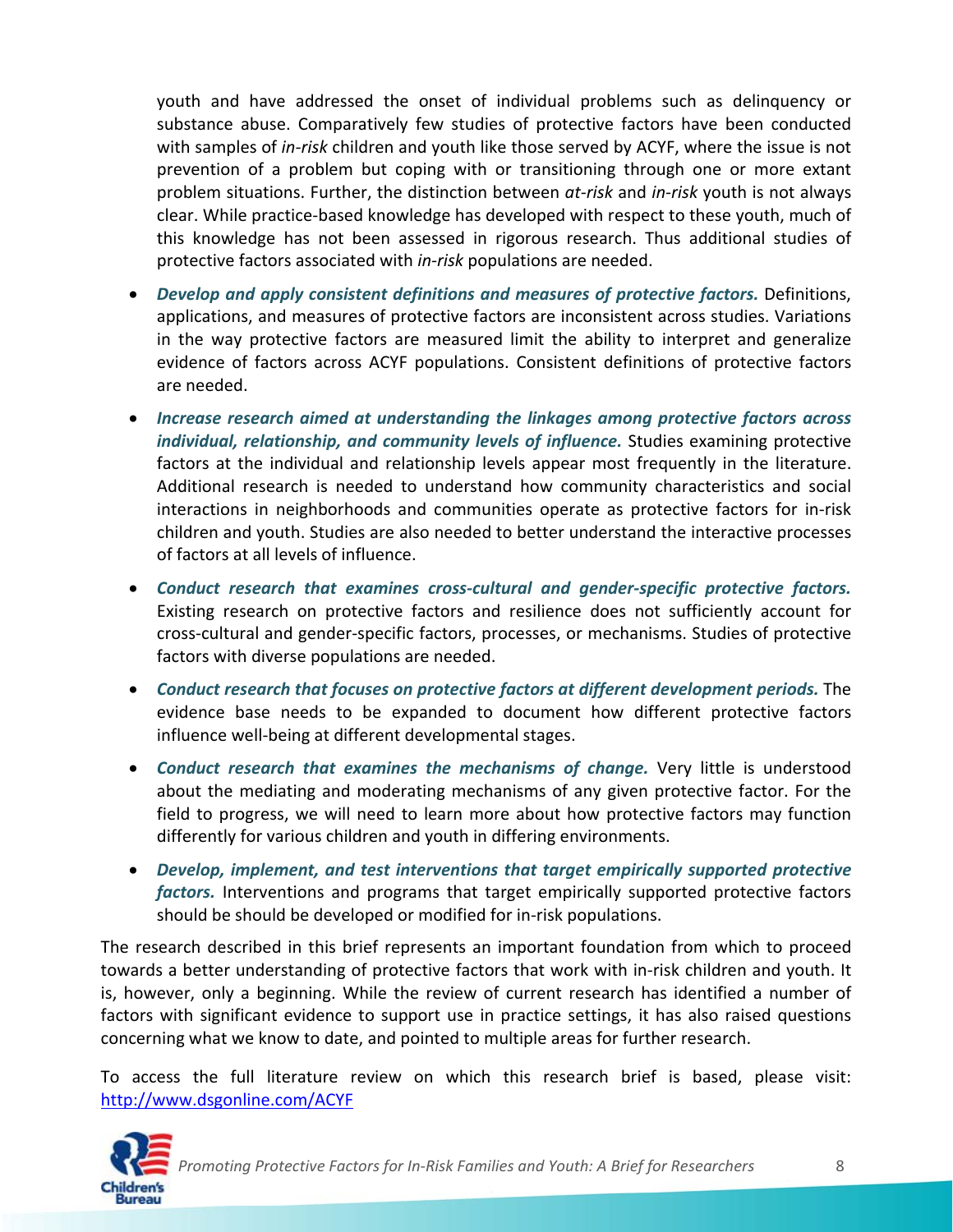youth and have addressed the onset of individual problems such as delinquency or substance abuse. Comparatively few studies of protective factors have been conducted with samples of *in-risk* children and youth like those served by ACYF, where the issue is not prevention of a problem but coping with or transitioning through one or more extant problem situations. Further, the distinction between *at-risk* and *in-risk* youth is not always clear. While practice-based knowledge has developed with respect to these youth, much of this knowledge has not been assessed in rigorous research. Thus additional studies of protective factors associated with *in-risk* populations are needed.

- ***Develop and apply consistent definitions and measures of protective factors.*** Definitions, applications, and measures of protective factors are inconsistent across studies. Variations in the way protective factors are measured limit the ability to interpret and generalize evidence of factors across ACYF populations. Consistent definitions of protective factors are needed.
- ***Increase research aimed at understanding the linkages among protective factors across individual, relationship, and community levels of influence.*** Studies examining protective factors at the individual and relationship levels appear most frequently in the literature. Additional research is needed to understand how community characteristics and social interactions in neighborhoods and communities operate as protective factors for in-risk children and youth. Studies are also needed to better understand the interactive processes of factors at all levels of influence.
- ***Conduct research that examines cross-cultural and gender-specific protective factors.*** Existing research on protective factors and resilience does not sufficiently account for cross-cultural and gender-specific factors, processes, or mechanisms. Studies of protective factors with diverse populations are needed.
- ***Conduct research that focuses on protective factors at different development periods.*** The evidence base needs to be expanded to document how different protective factors influence well-being at different developmental stages.
- ***Conduct research that examines the mechanisms of change.*** Very little is understood about the mediating and moderating mechanisms of any given protective factor. For the field to progress, we will need to learn more about how protective factors may function differently for various children and youth in differing environments.
- ***Develop, implement, and test interventions that target empirically supported protective factors.*** Interventions and programs that target empirically supported protective factors should be should be developed or modified for in-risk populations.

The research described in this brief represents an important foundation from which to proceed towards a better understanding of protective factors that work with in-risk children and youth. It is, however, only a beginning. While the review of current research has identified a number of factors with significant evidence to support use in practice settings, it has also raised questions concerning what we know to date, and pointed to multiple areas for further research.

To access the full literature review on which this research brief is based, please visit: http://www.dsgonline.com/ACYF